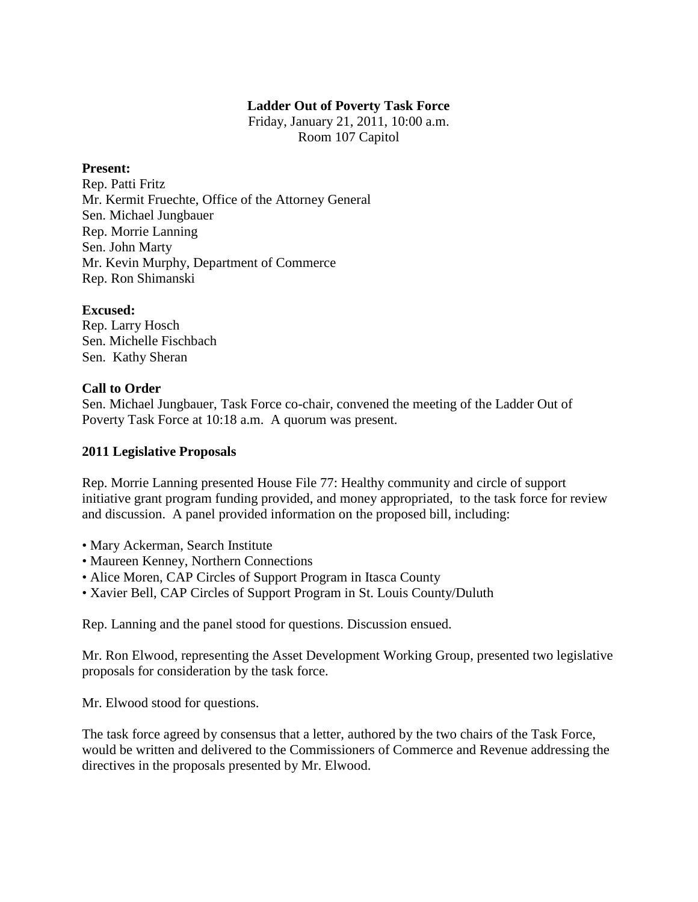**Ladder Out of Poverty Task Force**

Friday, January 21, 2011, 10:00 a.m.

Room 107 Capitol

**Present:**

Rep. Patti Fritz
Mr. Kermit Fruechte, Office of the Attorney General
Sen. Michael Jungbauer
Rep. Morrie Lanning
Sen. John Marty
Mr. Kevin Murphy, Department of Commerce
Rep. Ron Shimanski

**Excused:**

Rep. Larry Hosch
Sen. Michelle Fischbach
Sen. Kathy Sheran

**Call to Order**

Sen. Michael Jungbauer, Task Force co-chair, convened the meeting of the Ladder Out of Poverty Task Force at 10:18 a.m. A quorum was present.

**2011 Legislative Proposals**

Rep. Morrie Lanning presented House File 77: Healthy community and circle of support initiative grant program funding provided, and money appropriated, to the task force for review and discussion. A panel provided information on the proposed bill, including:

- Mary Ackerman, Search Institute
- Maureen Kenney, Northern Connections
- Alice Moren, CAP Circles of Support Program in Itasca County
- Xavier Bell, CAP Circles of Support Program in St. Louis County/Duluth

Rep. Lanning and the panel stood for questions. Discussion ensued.

Mr. Ron Elwood, representing the Asset Development Working Group, presented two legislative proposals for consideration by the task force.

Mr. Elwood stood for questions.

The task force agreed by consensus that a letter, authored by the two chairs of the Task Force, would be written and delivered to the Commissioners of Commerce and Revenue addressing the directives in the proposals presented by Mr. Elwood.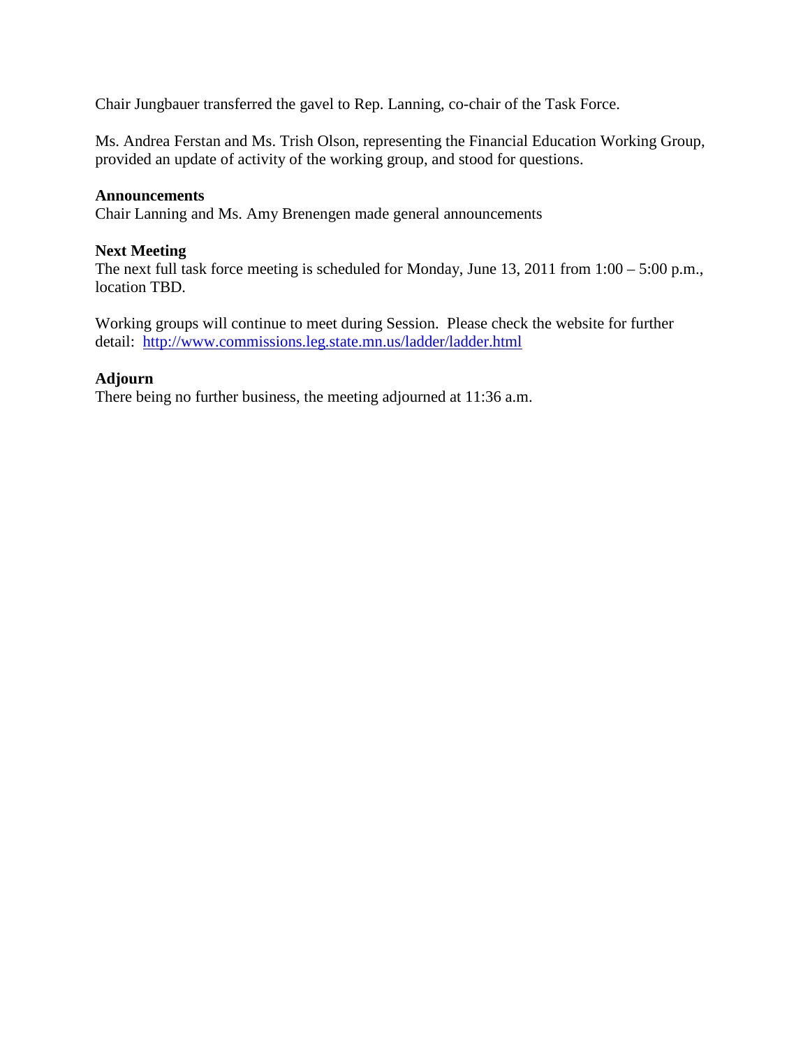Chair Jungbauer transferred the gavel to Rep. Lanning, co-chair of the Task Force.

Ms. Andrea Ferstan and Ms. Trish Olson, representing the Financial Education Working Group, provided an update of activity of the working group, and stood for questions.

**Announcements**
Chair Lanning and Ms. Amy Brenengen made general announcements

**Next Meeting**
The next full task force meeting is scheduled for Monday, June 13, 2011 from 1:00 – 5:00 p.m., location TBD.

Working groups will continue to meet during Session. Please check the website for further detail: http://www.commissions.leg.state.mn.us/ladder/ladder.html

**Adjourn**
There being no further business, the meeting adjourned at 11:36 a.m.